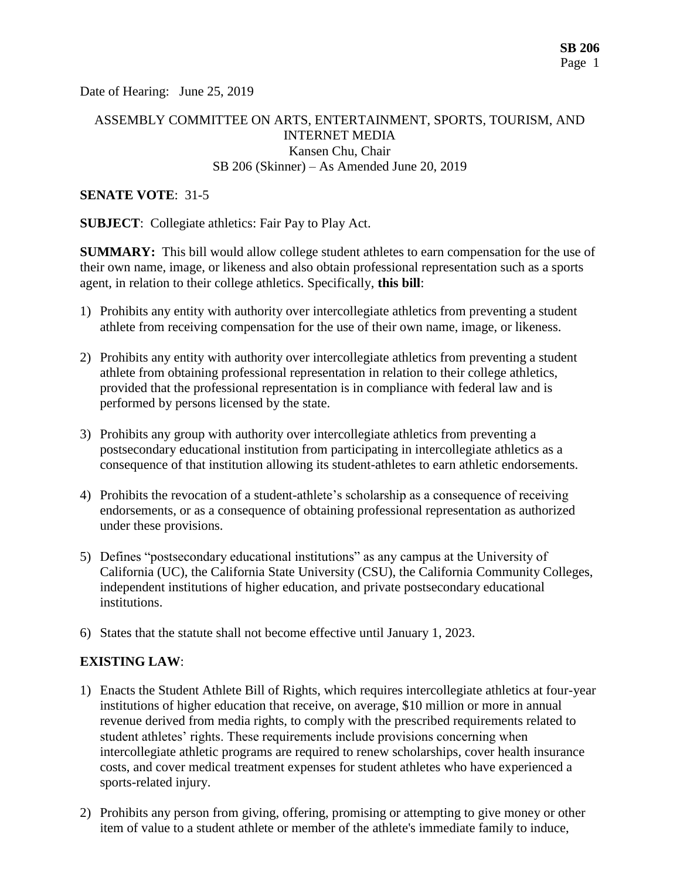Date of Hearing: June 25, 2019

ASSEMBLY COMMITTEE ON ARTS, ENTERTAINMENT, SPORTS, TOURISM, AND INTERNET MEDIA
Kansen Chu, Chair
SB 206 (Skinner) – As Amended June 20, 2019

**SENATE VOTE**: 31-5

**SUBJECT**: Collegiate athletics: Fair Pay to Play Act.

**SUMMARY:** This bill would allow college student athletes to earn compensation for the use of their own name, image, or likeness and also obtain professional representation such as a sports agent, in relation to their college athletics. Specifically, **this bill**:

1) Prohibits any entity with authority over intercollegiate athletics from preventing a student athlete from receiving compensation for the use of their own name, image, or likeness.

2) Prohibits any entity with authority over intercollegiate athletics from preventing a student athlete from obtaining professional representation in relation to their college athletics, provided that the professional representation is in compliance with federal law and is performed by persons licensed by the state.

3) Prohibits any group with authority over intercollegiate athletics from preventing a postsecondary educational institution from participating in intercollegiate athletics as a consequence of that institution allowing its student-athletes to earn athletic endorsements.

4) Prohibits the revocation of a student-athlete's scholarship as a consequence of receiving endorsements, or as a consequence of obtaining professional representation as authorized under these provisions.

5) Defines "postsecondary educational institutions" as any campus at the University of California (UC), the California State University (CSU), the California Community Colleges, independent institutions of higher education, and private postsecondary educational institutions.

6) States that the statute shall not become effective until January 1, 2023.

**EXISTING LAW**:

1) Enacts the Student Athlete Bill of Rights, which requires intercollegiate athletics at four-year institutions of higher education that receive, on average, $10 million or more in annual revenue derived from media rights, to comply with the prescribed requirements related to student athletes' rights. These requirements include provisions concerning when intercollegiate athletic programs are required to renew scholarships, cover health insurance costs, and cover medical treatment expenses for student athletes who have experienced a sports-related injury.

2) Prohibits any person from giving, offering, promising or attempting to give money or other item of value to a student athlete or member of the athlete's immediate family to induce,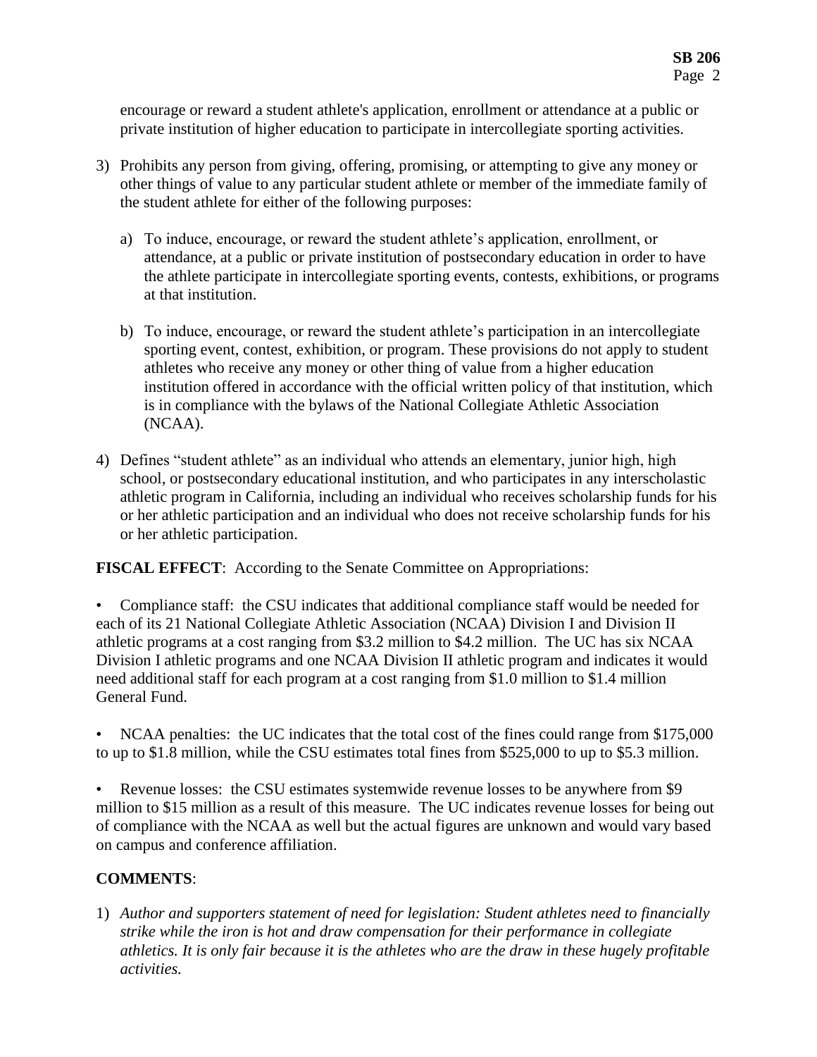encourage or reward a student athlete's application, enrollment or attendance at a public or private institution of higher education to participate in intercollegiate sporting activities.

3) Prohibits any person from giving, offering, promising, or attempting to give any money or other things of value to any particular student athlete or member of the immediate family of the student athlete for either of the following purposes:

   a) To induce, encourage, or reward the student athlete's application, enrollment, or attendance, at a public or private institution of postsecondary education in order to have the athlete participate in intercollegiate sporting events, contests, exhibitions, or programs at that institution.

   b) To induce, encourage, or reward the student athlete's participation in an intercollegiate sporting event, contest, exhibition, or program. These provisions do not apply to student athletes who receive any money or other thing of value from a higher education institution offered in accordance with the official written policy of that institution, which is in compliance with the bylaws of the National Collegiate Athletic Association (NCAA).

4) Defines "student athlete" as an individual who attends an elementary, junior high, high school, or postsecondary educational institution, and who participates in any interscholastic athletic program in California, including an individual who receives scholarship funds for his or her athletic participation and an individual who does not receive scholarship funds for his or her athletic participation.

**FISCAL EFFECT**: According to the Senate Committee on Appropriations:

- Compliance staff: the CSU indicates that additional compliance staff would be needed for each of its 21 National Collegiate Athletic Association (NCAA) Division I and Division II athletic programs at a cost ranging from \$3.2 million to \$4.2 million. The UC has six NCAA Division I athletic programs and one NCAA Division II athletic program and indicates it would need additional staff for each program at a cost ranging from \$1.0 million to \$1.4 million General Fund.

- NCAA penalties: the UC indicates that the total cost of the fines could range from \$175,000 to up to \$1.8 million, while the CSU estimates total fines from \$525,000 to up to \$5.3 million.

- Revenue losses: the CSU estimates systemwide revenue losses to be anywhere from \$9 million to \$15 million as a result of this measure. The UC indicates revenue losses for being out of compliance with the NCAA as well but the actual figures are unknown and would vary based on campus and conference affiliation.

**COMMENTS**:

1) *Author and supporters statement of need for legislation: Student athletes need to financially strike while the iron is hot and draw compensation for their performance in collegiate athletics. It is only fair because it is the athletes who are the draw in these hugely profitable activities.*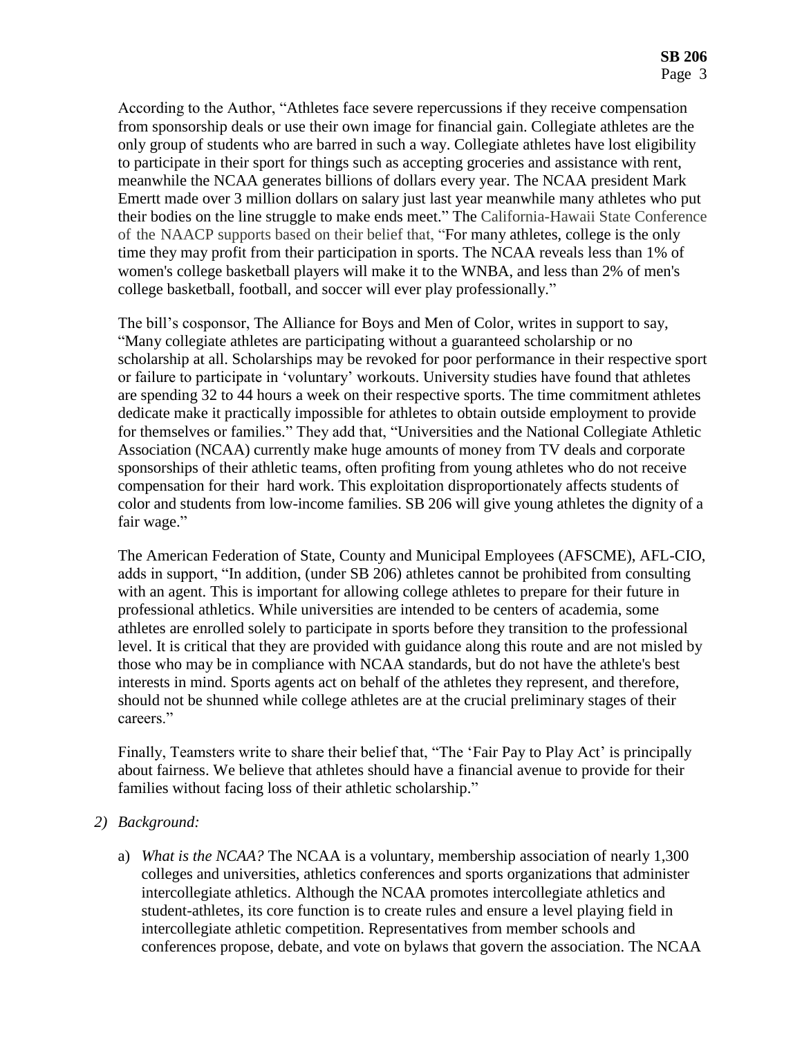According to the Author, "Athletes face severe repercussions if they receive compensation from sponsorship deals or use their own image for financial gain. Collegiate athletes are the only group of students who are barred in such a way. Collegiate athletes have lost eligibility to participate in their sport for things such as accepting groceries and assistance with rent, meanwhile the NCAA generates billions of dollars every year. The NCAA president Mark Emertt made over 3 million dollars on salary just last year meanwhile many athletes who put their bodies on the line struggle to make ends meet." The California-Hawaii State Conference of the NAACP supports based on their belief that, "For many athletes, college is the only time they may profit from their participation in sports. The NCAA reveals less than 1% of women's college basketball players will make it to the WNBA, and less than 2% of men's college basketball, football, and soccer will ever play professionally."

The bill's cosponsor, The Alliance for Boys and Men of Color, writes in support to say, "Many collegiate athletes are participating without a guaranteed scholarship or no scholarship at all. Scholarships may be revoked for poor performance in their respective sport or failure to participate in 'voluntary' workouts. University studies have found that athletes are spending 32 to 44 hours a week on their respective sports. The time commitment athletes dedicate make it practically impossible for athletes to obtain outside employment to provide for themselves or families." They add that, "Universities and the National Collegiate Athletic Association (NCAA) currently make huge amounts of money from TV deals and corporate sponsorships of their athletic teams, often profiting from young athletes who do not receive compensation for their hard work. This exploitation disproportionately affects students of color and students from low-income families. SB 206 will give young athletes the dignity of a fair wage."

The American Federation of State, County and Municipal Employees (AFSCME), AFL-CIO, adds in support, "In addition, (under SB 206) athletes cannot be prohibited from consulting with an agent. This is important for allowing college athletes to prepare for their future in professional athletics. While universities are intended to be centers of academia, some athletes are enrolled solely to participate in sports before they transition to the professional level. It is critical that they are provided with guidance along this route and are not misled by those who may be in compliance with NCAA standards, but do not have the athlete's best interests in mind. Sports agents act on behalf of the athletes they represent, and therefore, should not be shunned while college athletes are at the crucial preliminary stages of their careers."

Finally, Teamsters write to share their belief that, "The 'Fair Pay to Play Act' is principally about fairness. We believe that athletes should have a financial avenue to provide for their families without facing loss of their athletic scholarship."

2) *Background:*

   a) *What is the NCAA?* The NCAA is a voluntary, membership association of nearly 1,300 colleges and universities, athletics conferences and sports organizations that administer intercollegiate athletics. Although the NCAA promotes intercollegiate athletics and student-athletes, its core function is to create rules and ensure a level playing field in intercollegiate athletic competition. Representatives from member schools and conferences propose, debate, and vote on bylaws that govern the association. The NCAA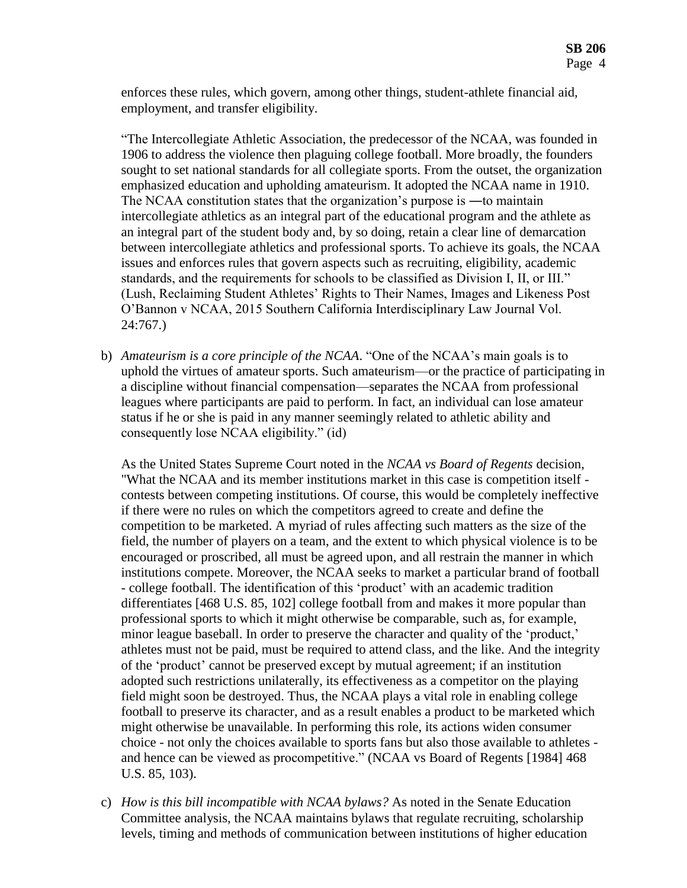enforces these rules, which govern, among other things, student-athlete financial aid, employment, and transfer eligibility.

"The Intercollegiate Athletic Association, the predecessor of the NCAA, was founded in 1906 to address the violence then plaguing college football. More broadly, the founders sought to set national standards for all collegiate sports. From the outset, the organization emphasized education and upholding amateurism. It adopted the NCAA name in 1910. The NCAA constitution states that the organization's purpose is ―to maintain intercollegiate athletics as an integral part of the educational program and the athlete as an integral part of the student body and, by so doing, retain a clear line of demarcation between intercollegiate athletics and professional sports. To achieve its goals, the NCAA issues and enforces rules that govern aspects such as recruiting, eligibility, academic standards, and the requirements for schools to be classified as Division I, II, or III." (Lush, Reclaiming Student Athletes' Rights to Their Names, Images and Likeness Post O'Bannon v NCAA, 2015 Southern California Interdisciplinary Law Journal Vol. 24:767.)

b) *Amateurism is a core principle of the NCAA*. "One of the NCAA's main goals is to uphold the virtues of amateur sports. Such amateurism—or the practice of participating in a discipline without financial compensation—separates the NCAA from professional leagues where participants are paid to perform. In fact, an individual can lose amateur status if he or she is paid in any manner seemingly related to athletic ability and consequently lose NCAA eligibility." (id)

   As the United States Supreme Court noted in the *NCAA vs Board of Regents* decision, "What the NCAA and its member institutions market in this case is competition itself - contests between competing institutions. Of course, this would be completely ineffective if there were no rules on which the competitors agreed to create and define the competition to be marketed. A myriad of rules affecting such matters as the size of the field, the number of players on a team, and the extent to which physical violence is to be encouraged or proscribed, all must be agreed upon, and all restrain the manner in which institutions compete. Moreover, the NCAA seeks to market a particular brand of football - college football. The identification of this 'product' with an academic tradition differentiates [468 U.S. 85, 102] college football from and makes it more popular than professional sports to which it might otherwise be comparable, such as, for example, minor league baseball. In order to preserve the character and quality of the 'product,' athletes must not be paid, must be required to attend class, and the like. And the integrity of the 'product' cannot be preserved except by mutual agreement; if an institution adopted such restrictions unilaterally, its effectiveness as a competitor on the playing field might soon be destroyed. Thus, the NCAA plays a vital role in enabling college football to preserve its character, and as a result enables a product to be marketed which might otherwise be unavailable. In performing this role, its actions widen consumer choice - not only the choices available to sports fans but also those available to athletes - and hence can be viewed as procompetitive." (NCAA vs Board of Regents [1984] 468 U.S. 85, 103).

c) *How is this bill incompatible with NCAA bylaws?* As noted in the Senate Education Committee analysis, the NCAA maintains bylaws that regulate recruiting, scholarship levels, timing and methods of communication between institutions of higher education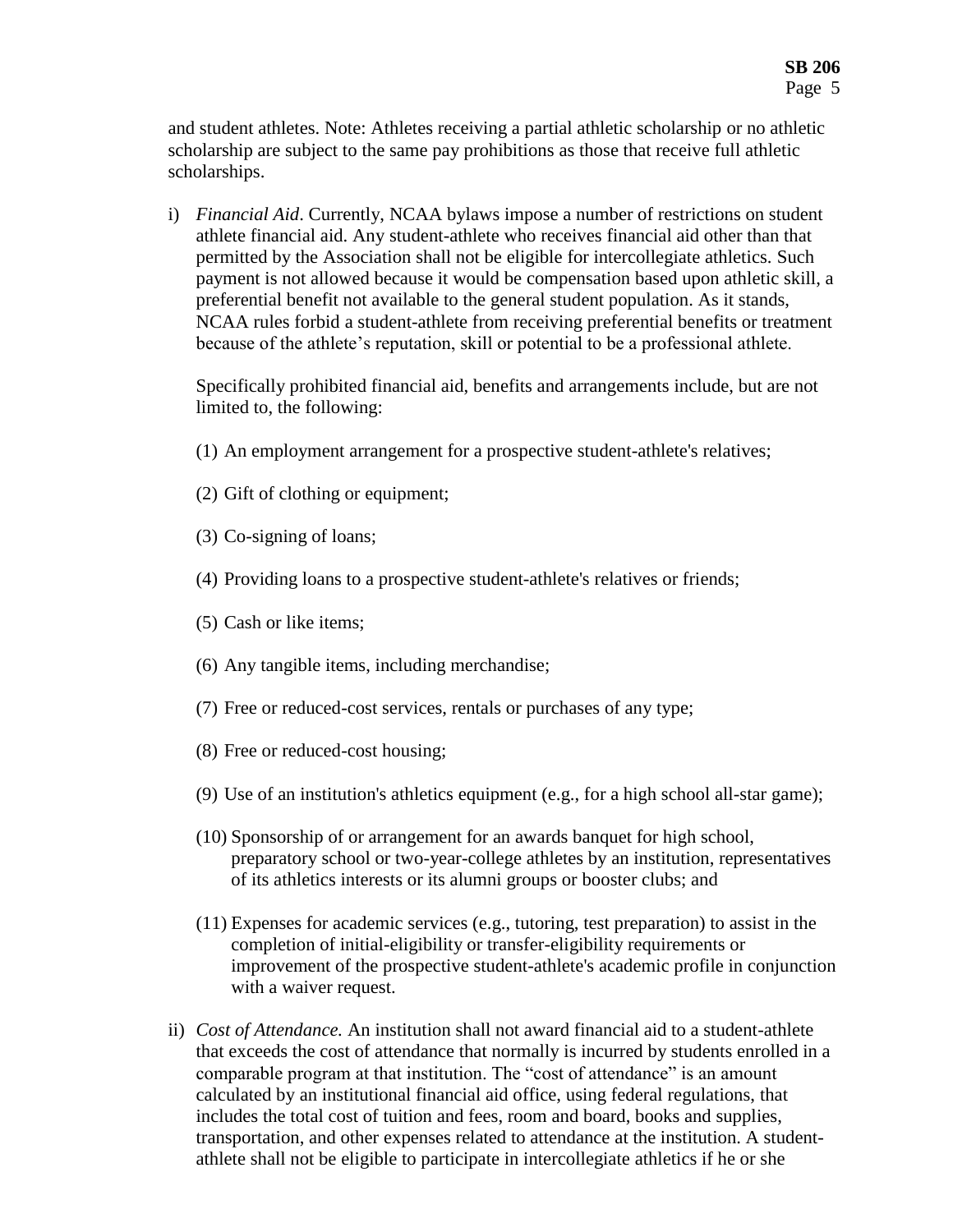and student athletes. Note: Athletes receiving a partial athletic scholarship or no athletic scholarship are subject to the same pay prohibitions as those that receive full athletic scholarships.

i) *Financial Aid*. Currently, NCAA bylaws impose a number of restrictions on student athlete financial aid. Any student-athlete who receives financial aid other than that permitted by the Association shall not be eligible for intercollegiate athletics. Such payment is not allowed because it would be compensation based upon athletic skill, a preferential benefit not available to the general student population. As it stands, NCAA rules forbid a student-athlete from receiving preferential benefits or treatment because of the athlete's reputation, skill or potential to be a professional athlete.

   Specifically prohibited financial aid, benefits and arrangements include, but are not limited to, the following:

   (1) An employment arrangement for a prospective student-athlete's relatives;

   (2) Gift of clothing or equipment;

   (3) Co-signing of loans;

   (4) Providing loans to a prospective student-athlete's relatives or friends;

   (5) Cash or like items;

   (6) Any tangible items, including merchandise;

   (7) Free or reduced-cost services, rentals or purchases of any type;

   (8) Free or reduced-cost housing;

   (9) Use of an institution's athletics equipment (e.g., for a high school all-star game);

   (10) Sponsorship of or arrangement for an awards banquet for high school, preparatory school or two-year-college athletes by an institution, representatives of its athletics interests or its alumni groups or booster clubs; and

   (11) Expenses for academic services (e.g., tutoring, test preparation) to assist in the completion of initial-eligibility or transfer-eligibility requirements or improvement of the prospective student-athlete's academic profile in conjunction with a waiver request.

ii) *Cost of Attendance.* An institution shall not award financial aid to a student-athlete that exceeds the cost of attendance that normally is incurred by students enrolled in a comparable program at that institution. The "cost of attendance" is an amount calculated by an institutional financial aid office, using federal regulations, that includes the total cost of tuition and fees, room and board, books and supplies, transportation, and other expenses related to attendance at the institution. A student-athlete shall not be eligible to participate in intercollegiate athletics if he or she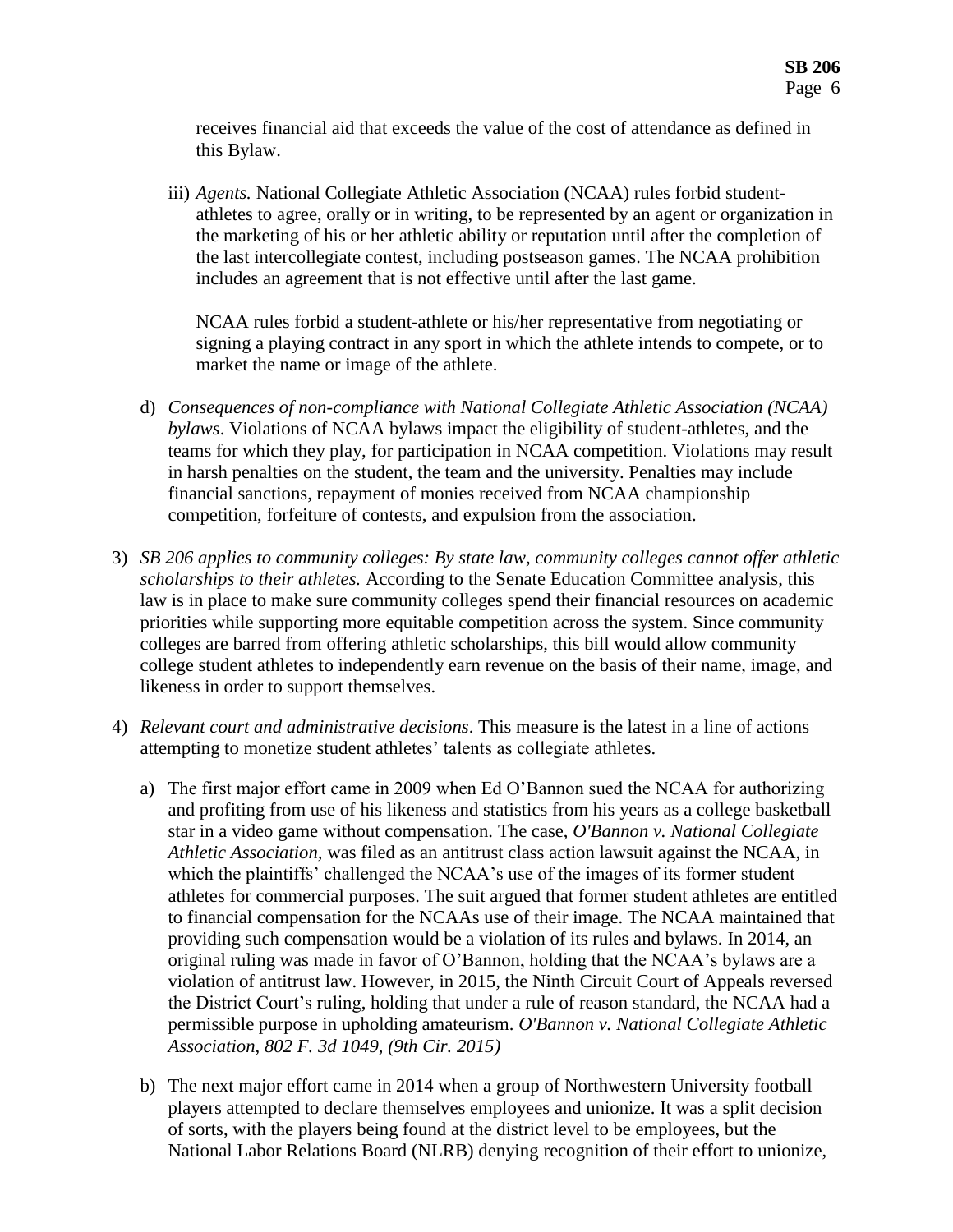receives financial aid that exceeds the value of the cost of attendance as defined in this Bylaw.

iii) *Agents.* National Collegiate Athletic Association (NCAA) rules forbid student-athletes to agree, orally or in writing, to be represented by an agent or organization in the marketing of his or her athletic ability or reputation until after the completion of the last intercollegiate contest, including postseason games. The NCAA prohibition includes an agreement that is not effective until after the last game.

NCAA rules forbid a student-athlete or his/her representative from negotiating or signing a playing contract in any sport in which the athlete intends to compete, or to market the name or image of the athlete.

d) *Consequences of non-compliance with National Collegiate Athletic Association (NCAA) bylaws*. Violations of NCAA bylaws impact the eligibility of student-athletes, and the teams for which they play, for participation in NCAA competition. Violations may result in harsh penalties on the student, the team and the university. Penalties may include financial sanctions, repayment of monies received from NCAA championship competition, forfeiture of contests, and expulsion from the association.

3) *SB 206 applies to community colleges: By state law, community colleges cannot offer athletic scholarships to their athletes.* According to the Senate Education Committee analysis, this law is in place to make sure community colleges spend their financial resources on academic priorities while supporting more equitable competition across the system. Since community colleges are barred from offering athletic scholarships, this bill would allow community college student athletes to independently earn revenue on the basis of their name, image, and likeness in order to support themselves.

4) *Relevant court and administrative decisions*. This measure is the latest in a line of actions attempting to monetize student athletes' talents as collegiate athletes.

a) The first major effort came in 2009 when Ed O'Bannon sued the NCAA for authorizing and profiting from use of his likeness and statistics from his years as a college basketball star in a video game without compensation. The case, *O'Bannon v. National Collegiate Athletic Association,* was filed as an antitrust class action lawsuit against the NCAA, in which the plaintiffs' challenged the NCAA's use of the images of its former student athletes for commercial purposes. The suit argued that former student athletes are entitled to financial compensation for the NCAAs use of their image. The NCAA maintained that providing such compensation would be a violation of its rules and bylaws. In 2014, an original ruling was made in favor of O'Bannon, holding that the NCAA's bylaws are a violation of antitrust law. However, in 2015, the Ninth Circuit Court of Appeals reversed the District Court's ruling, holding that under a rule of reason standard, the NCAA had a permissible purpose in upholding amateurism. *O'Bannon v. National Collegiate Athletic Association, 802 F. 3d 1049, (9th Cir. 2015)*

b) The next major effort came in 2014 when a group of Northwestern University football players attempted to declare themselves employees and unionize. It was a split decision of sorts, with the players being found at the district level to be employees, but the National Labor Relations Board (NLRB) denying recognition of their effort to unionize,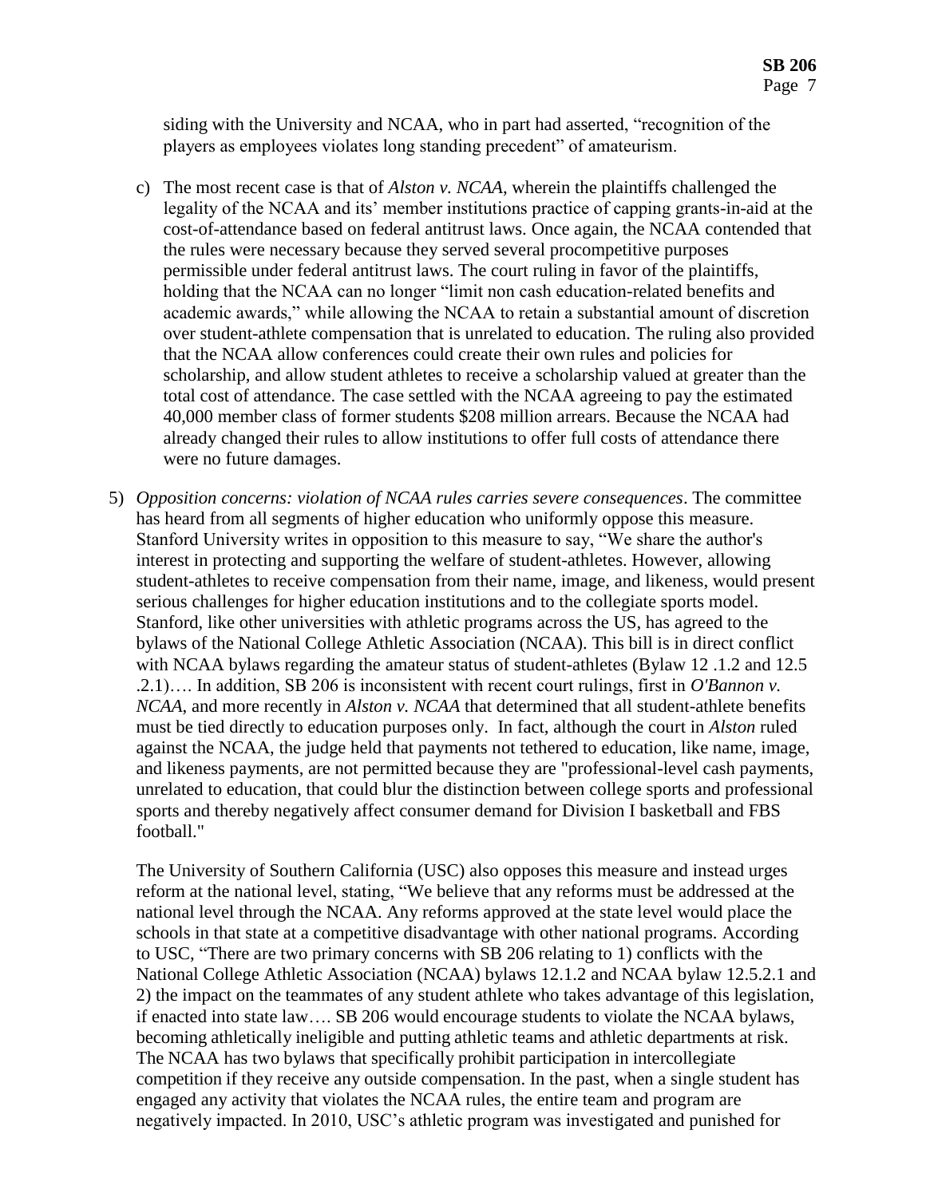siding with the University and NCAA, who in part had asserted, "recognition of the players as employees violates long standing precedent" of amateurism.

c) The most recent case is that of *Alston v. NCAA*, wherein the plaintiffs challenged the legality of the NCAA and its' member institutions practice of capping grants-in-aid at the cost-of-attendance based on federal antitrust laws. Once again, the NCAA contended that the rules were necessary because they served several procompetitive purposes permissible under federal antitrust laws. The court ruling in favor of the plaintiffs, holding that the NCAA can no longer "limit non cash education-related benefits and academic awards," while allowing the NCAA to retain a substantial amount of discretion over student-athlete compensation that is unrelated to education. The ruling also provided that the NCAA allow conferences could create their own rules and policies for scholarship, and allow student athletes to receive a scholarship valued at greater than the total cost of attendance. The case settled with the NCAA agreeing to pay the estimated 40,000 member class of former students $208 million arrears. Because the NCAA had already changed their rules to allow institutions to offer full costs of attendance there were no future damages.

5) *Opposition concerns: violation of NCAA rules carries severe consequences*. The committee has heard from all segments of higher education who uniformly oppose this measure. Stanford University writes in opposition to this measure to say, "We share the author's interest in protecting and supporting the welfare of student-athletes. However, allowing student-athletes to receive compensation from their name, image, and likeness, would present serious challenges for higher education institutions and to the collegiate sports model. Stanford, like other universities with athletic programs across the US, has agreed to the bylaws of the National College Athletic Association (NCAA). This bill is in direct conflict with NCAA bylaws regarding the amateur status of student-athletes (Bylaw 12 .1.2 and 12.5 .2.1)…. In addition, SB 206 is inconsistent with recent court rulings, first in *O'Bannon v. NCAA*, and more recently in *Alston v. NCAA* that determined that all student-athlete benefits must be tied directly to education purposes only. In fact, although the court in *Alston* ruled against the NCAA, the judge held that payments not tethered to education, like name, image, and likeness payments, are not permitted because they are "professional-level cash payments, unrelated to education, that could blur the distinction between college sports and professional sports and thereby negatively affect consumer demand for Division I basketball and FBS football."

   The University of Southern California (USC) also opposes this measure and instead urges reform at the national level, stating, "We believe that any reforms must be addressed at the national level through the NCAA. Any reforms approved at the state level would place the schools in that state at a competitive disadvantage with other national programs. According to USC, "There are two primary concerns with SB 206 relating to 1) conflicts with the National College Athletic Association (NCAA) bylaws 12.1.2 and NCAA bylaw 12.5.2.1 and 2) the impact on the teammates of any student athlete who takes advantage of this legislation, if enacted into state law…. SB 206 would encourage students to violate the NCAA bylaws, becoming athletically ineligible and putting athletic teams and athletic departments at risk. The NCAA has two bylaws that specifically prohibit participation in intercollegiate competition if they receive any outside compensation. In the past, when a single student has engaged any activity that violates the NCAA rules, the entire team and program are negatively impacted. In 2010, USC's athletic program was investigated and punished for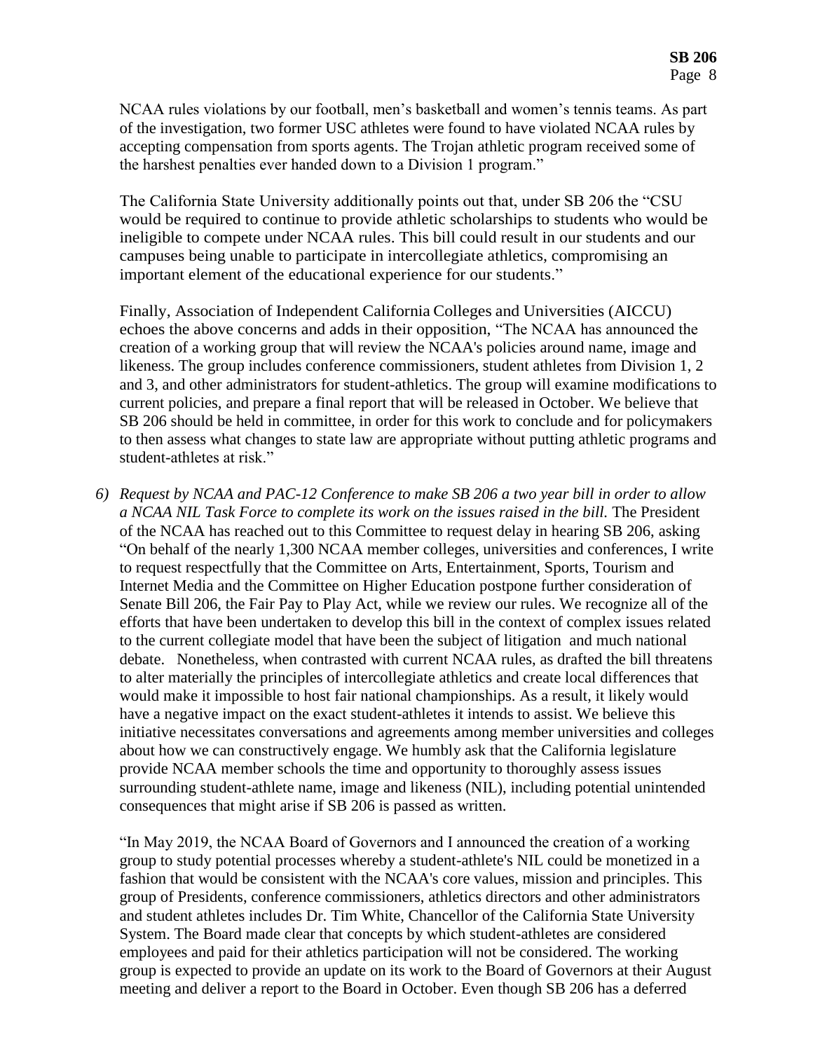NCAA rules violations by our football, men's basketball and women's tennis teams. As part of the investigation, two former USC athletes were found to have violated NCAA rules by accepting compensation from sports agents. The Trojan athletic program received some of the harshest penalties ever handed down to a Division 1 program."

The California State University additionally points out that, under SB 206 the "CSU would be required to continue to provide athletic scholarships to students who would be ineligible to compete under NCAA rules. This bill could result in our students and our campuses being unable to participate in intercollegiate athletics, compromising an important element of the educational experience for our students."

Finally, Association of Independent California Colleges and Universities (AICCU) echoes the above concerns and adds in their opposition, "The NCAA has announced the creation of a working group that will review the NCAA's policies around name, image and likeness. The group includes conference commissioners, student athletes from Division 1, 2 and 3, and other administrators for student-athletics. The group will examine modifications to current policies, and prepare a final report that will be released in October. We believe that SB 206 should be held in committee, in order for this work to conclude and for policymakers to then assess what changes to state law are appropriate without putting athletic programs and student-athletes at risk."

6) *Request by NCAA and PAC-12 Conference to make SB 206 a two year bill in order to allow a NCAA NIL Task Force to complete its work on the issues raised in the bill.* The President of the NCAA has reached out to this Committee to request delay in hearing SB 206, asking "On behalf of the nearly 1,300 NCAA member colleges, universities and conferences, I write to request respectfully that the Committee on Arts, Entertainment, Sports, Tourism and Internet Media and the Committee on Higher Education postpone further consideration of Senate Bill 206, the Fair Pay to Play Act, while we review our rules. We recognize all of the efforts that have been undertaken to develop this bill in the context of complex issues related to the current collegiate model that have been the subject of litigation and much national debate. Nonetheless, when contrasted with current NCAA rules, as drafted the bill threatens to alter materially the principles of intercollegiate athletics and create local differences that would make it impossible to host fair national championships. As a result, it likely would have a negative impact on the exact student-athletes it intends to assist. We believe this initiative necessitates conversations and agreements among member universities and colleges about how we can constructively engage. We humbly ask that the California legislature provide NCAA member schools the time and opportunity to thoroughly assess issues surrounding student-athlete name, image and likeness (NIL), including potential unintended consequences that might arise if SB 206 is passed as written.

"In May 2019, the NCAA Board of Governors and I announced the creation of a working group to study potential processes whereby a student-athlete's NIL could be monetized in a fashion that would be consistent with the NCAA's core values, mission and principles. This group of Presidents, conference commissioners, athletics directors and other administrators and student athletes includes Dr. Tim White, Chancellor of the California State University System. The Board made clear that concepts by which student-athletes are considered employees and paid for their athletics participation will not be considered. The working group is expected to provide an update on its work to the Board of Governors at their August meeting and deliver a report to the Board in October. Even though SB 206 has a deferred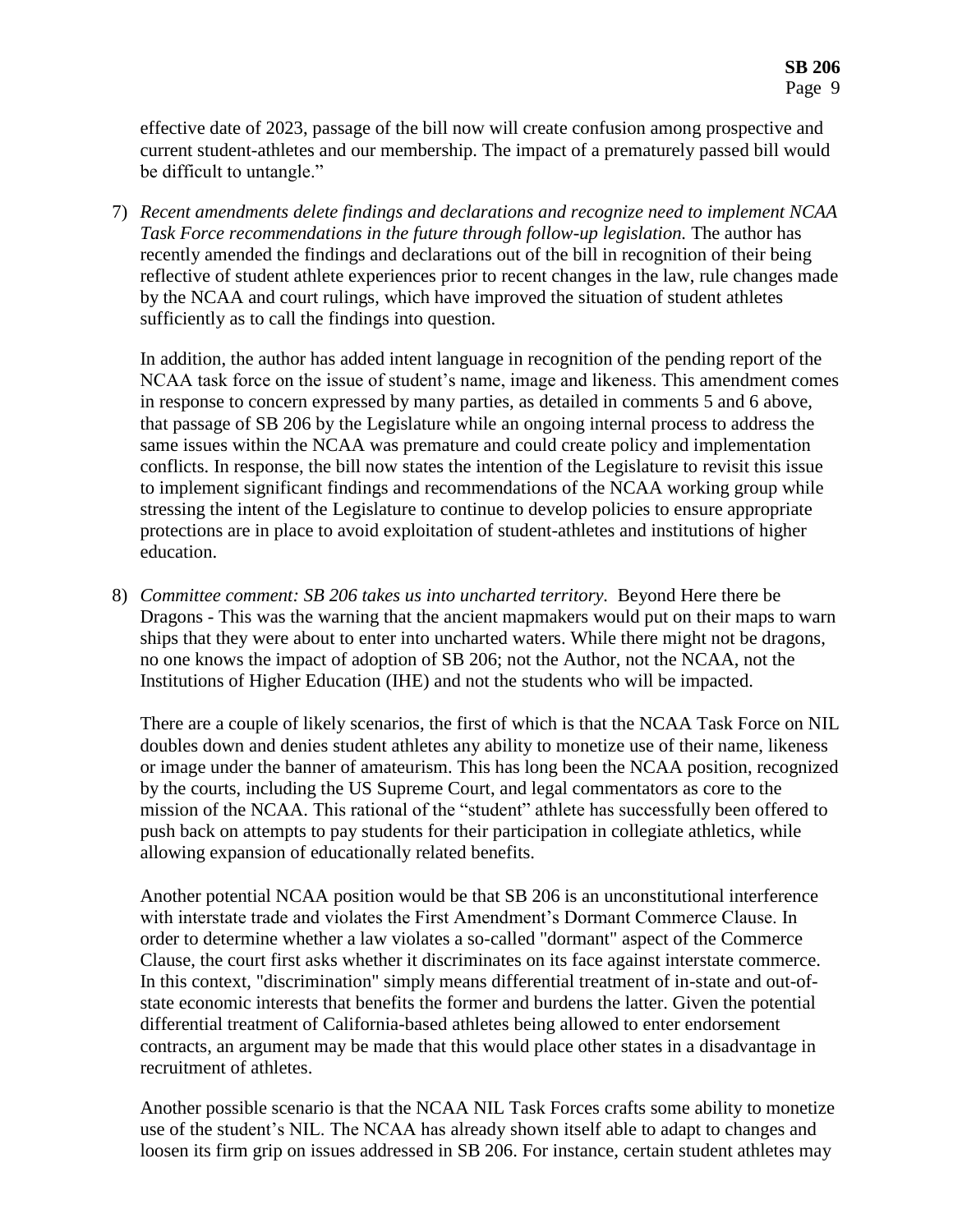effective date of 2023, passage of the bill now will create confusion among prospective and current student-athletes and our membership. The impact of a prematurely passed bill would be difficult to untangle."

7) *Recent amendments delete findings and declarations and recognize need to implement NCAA Task Force recommendations in the future through follow-up legislation.* The author has recently amended the findings and declarations out of the bill in recognition of their being reflective of student athlete experiences prior to recent changes in the law, rule changes made by the NCAA and court rulings, which have improved the situation of student athletes sufficiently as to call the findings into question.

   In addition, the author has added intent language in recognition of the pending report of the NCAA task force on the issue of student's name, image and likeness. This amendment comes in response to concern expressed by many parties, as detailed in comments 5 and 6 above, that passage of SB 206 by the Legislature while an ongoing internal process to address the same issues within the NCAA was premature and could create policy and implementation conflicts. In response, the bill now states the intention of the Legislature to revisit this issue to implement significant findings and recommendations of the NCAA working group while stressing the intent of the Legislature to continue to develop policies to ensure appropriate protections are in place to avoid exploitation of student-athletes and institutions of higher education.

8) *Committee comment: SB 206 takes us into uncharted territory.* Beyond Here there be Dragons - This was the warning that the ancient mapmakers would put on their maps to warn ships that they were about to enter into uncharted waters. While there might not be dragons, no one knows the impact of adoption of SB 206; not the Author, not the NCAA, not the Institutions of Higher Education (IHE) and not the students who will be impacted.

   There are a couple of likely scenarios, the first of which is that the NCAA Task Force on NIL doubles down and denies student athletes any ability to monetize use of their name, likeness or image under the banner of amateurism. This has long been the NCAA position, recognized by the courts, including the US Supreme Court, and legal commentators as core to the mission of the NCAA. This rational of the "student" athlete has successfully been offered to push back on attempts to pay students for their participation in collegiate athletics, while allowing expansion of educationally related benefits.

   Another potential NCAA position would be that SB 206 is an unconstitutional interference with interstate trade and violates the First Amendment's Dormant Commerce Clause. In order to determine whether a law violates a so-called "dormant" aspect of the Commerce Clause, the court first asks whether it discriminates on its face against interstate commerce. In this context, "discrimination" simply means differential treatment of in-state and out-of-state economic interests that benefits the former and burdens the latter. Given the potential differential treatment of California-based athletes being allowed to enter endorsement contracts, an argument may be made that this would place other states in a disadvantage in recruitment of athletes.

   Another possible scenario is that the NCAA NIL Task Forces crafts some ability to monetize use of the student's NIL. The NCAA has already shown itself able to adapt to changes and loosen its firm grip on issues addressed in SB 206. For instance, certain student athletes may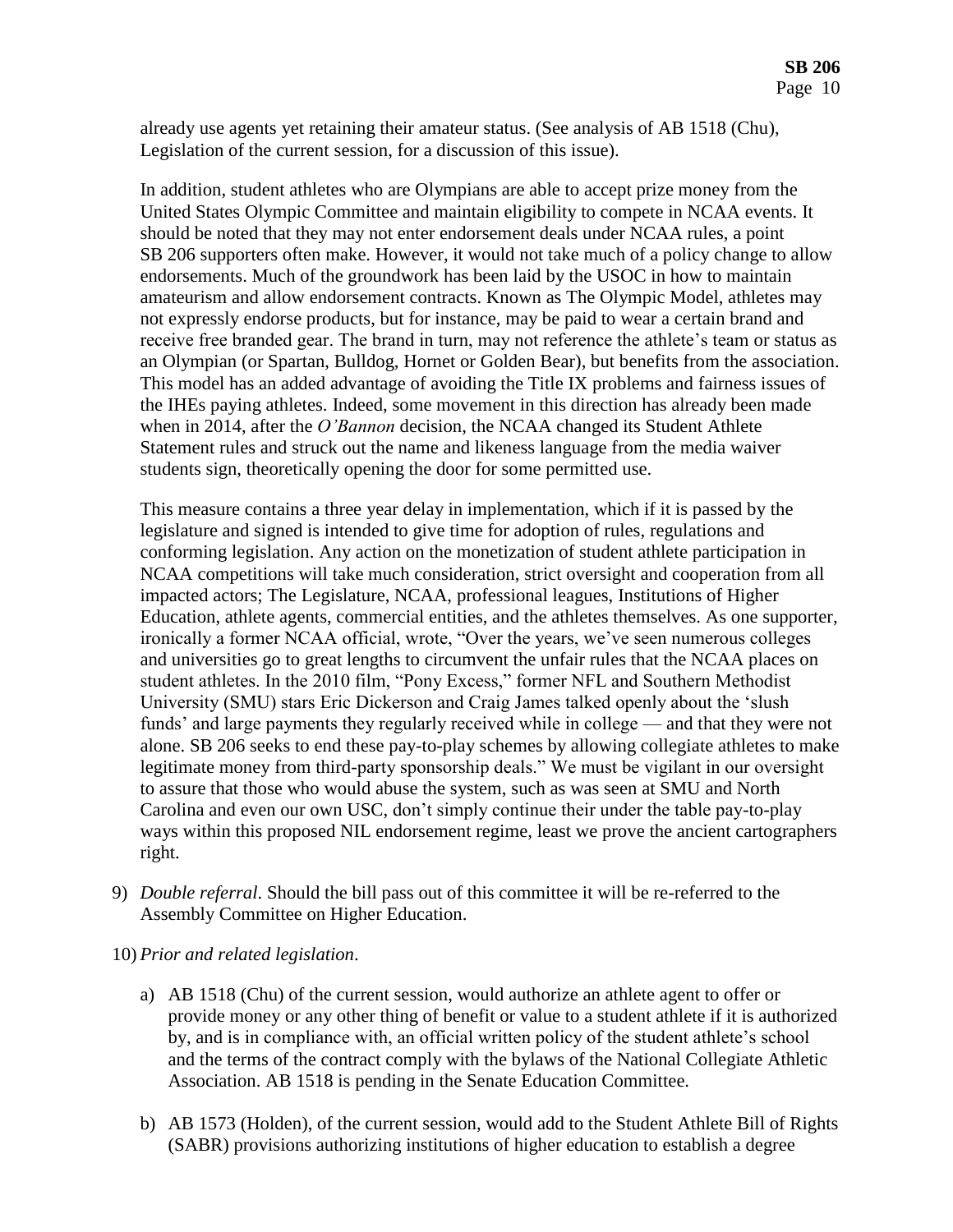already use agents yet retaining their amateur status. (See analysis of AB 1518 (Chu), Legislation of the current session, for a discussion of this issue).

In addition, student athletes who are Olympians are able to accept prize money from the United States Olympic Committee and maintain eligibility to compete in NCAA events. It should be noted that they may not enter endorsement deals under NCAA rules, a point SB 206 supporters often make. However, it would not take much of a policy change to allow endorsements. Much of the groundwork has been laid by the USOC in how to maintain amateurism and allow endorsement contracts. Known as The Olympic Model, athletes may not expressly endorse products, but for instance, may be paid to wear a certain brand and receive free branded gear. The brand in turn, may not reference the athlete's team or status as an Olympian (or Spartan, Bulldog, Hornet or Golden Bear), but benefits from the association. This model has an added advantage of avoiding the Title IX problems and fairness issues of the IHEs paying athletes. Indeed, some movement in this direction has already been made when in 2014, after the *O'Bannon* decision, the NCAA changed its Student Athlete Statement rules and struck out the name and likeness language from the media waiver students sign, theoretically opening the door for some permitted use.

This measure contains a three year delay in implementation, which if it is passed by the legislature and signed is intended to give time for adoption of rules, regulations and conforming legislation. Any action on the monetization of student athlete participation in NCAA competitions will take much consideration, strict oversight and cooperation from all impacted actors; The Legislature, NCAA, professional leagues, Institutions of Higher Education, athlete agents, commercial entities, and the athletes themselves. As one supporter, ironically a former NCAA official, wrote, "Over the years, we've seen numerous colleges and universities go to great lengths to circumvent the unfair rules that the NCAA places on student athletes. In the 2010 film, "Pony Excess," former NFL and Southern Methodist University (SMU) stars Eric Dickerson and Craig James talked openly about the 'slush funds' and large payments they regularly received while in college — and that they were not alone. SB 206 seeks to end these pay-to-play schemes by allowing collegiate athletes to make legitimate money from third-party sponsorship deals." We must be vigilant in our oversight to assure that those who would abuse the system, such as was seen at SMU and North Carolina and even our own USC, don't simply continue their under the table pay-to-play ways within this proposed NIL endorsement regime, least we prove the ancient cartographers right.

9) *Double referral*. Should the bill pass out of this committee it will be re-referred to the Assembly Committee on Higher Education.

10) *Prior and related legislation*.

   a) AB 1518 (Chu) of the current session, would authorize an athlete agent to offer or provide money or any other thing of benefit or value to a student athlete if it is authorized by, and is in compliance with, an official written policy of the student athlete's school and the terms of the contract comply with the bylaws of the National Collegiate Athletic Association. AB 1518 is pending in the Senate Education Committee.

   b) AB 1573 (Holden), of the current session, would add to the Student Athlete Bill of Rights (SABR) provisions authorizing institutions of higher education to establish a degree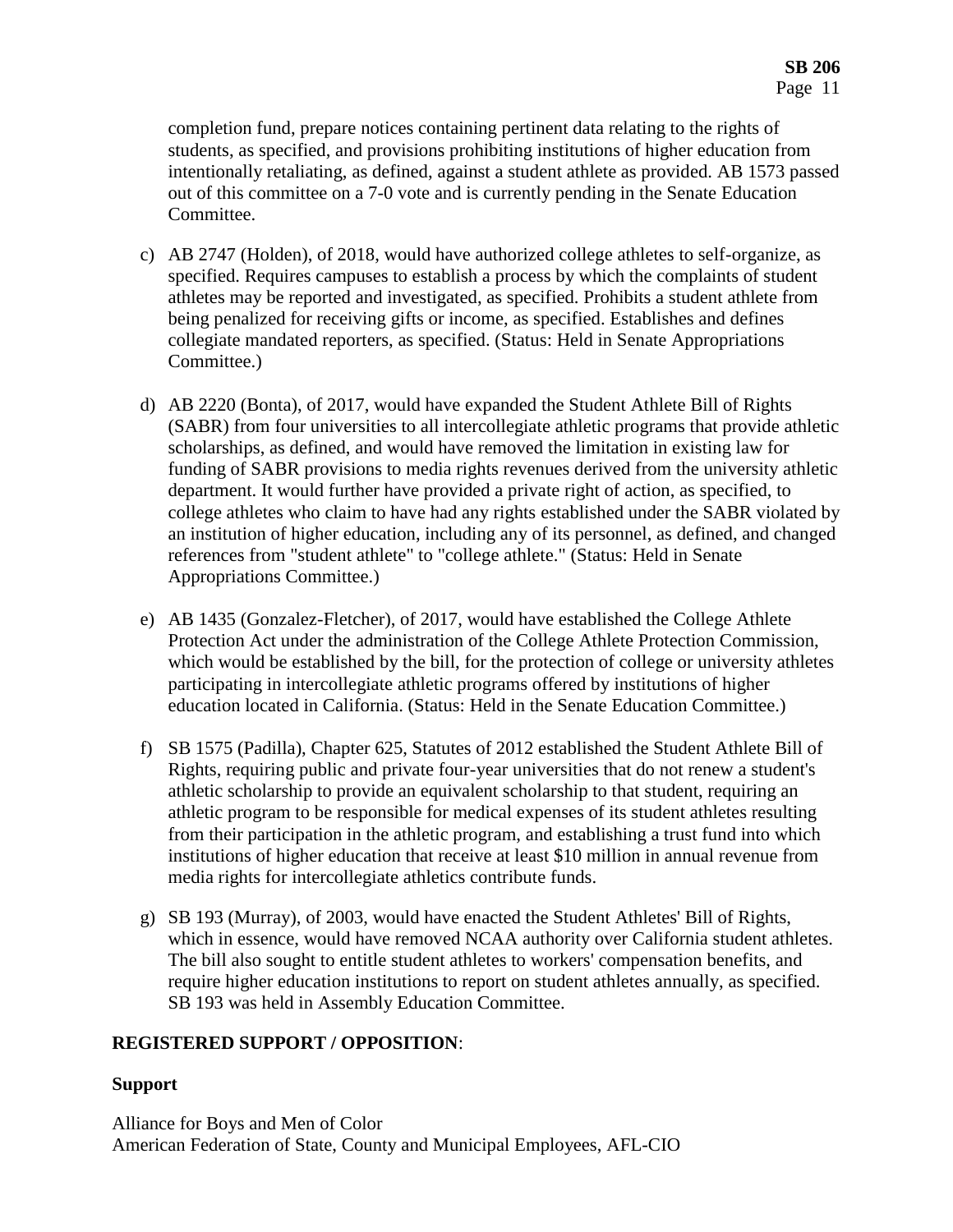completion fund, prepare notices containing pertinent data relating to the rights of students, as specified, and provisions prohibiting institutions of higher education from intentionally retaliating, as defined, against a student athlete as provided. AB 1573 passed out of this committee on a 7-0 vote and is currently pending in the Senate Education Committee.

c) AB 2747 (Holden), of 2018, would have authorized college athletes to self-organize, as specified. Requires campuses to establish a process by which the complaints of student athletes may be reported and investigated, as specified. Prohibits a student athlete from being penalized for receiving gifts or income, as specified. Establishes and defines collegiate mandated reporters, as specified. (Status: Held in Senate Appropriations Committee.)

d) AB 2220 (Bonta), of 2017, would have expanded the Student Athlete Bill of Rights (SABR) from four universities to all intercollegiate athletic programs that provide athletic scholarships, as defined, and would have removed the limitation in existing law for funding of SABR provisions to media rights revenues derived from the university athletic department. It would further have provided a private right of action, as specified, to college athletes who claim to have had any rights established under the SABR violated by an institution of higher education, including any of its personnel, as defined, and changed references from "student athlete" to "college athlete." (Status: Held in Senate Appropriations Committee.)

e) AB 1435 (Gonzalez-Fletcher), of 2017, would have established the College Athlete Protection Act under the administration of the College Athlete Protection Commission, which would be established by the bill, for the protection of college or university athletes participating in intercollegiate athletic programs offered by institutions of higher education located in California. (Status: Held in the Senate Education Committee.)

f) SB 1575 (Padilla), Chapter 625, Statutes of 2012 established the Student Athlete Bill of Rights, requiring public and private four-year universities that do not renew a student's athletic scholarship to provide an equivalent scholarship to that student, requiring an athletic program to be responsible for medical expenses of its student athletes resulting from their participation in the athletic program, and establishing a trust fund into which institutions of higher education that receive at least $10 million in annual revenue from media rights for intercollegiate athletics contribute funds.

g) SB 193 (Murray), of 2003, would have enacted the Student Athletes' Bill of Rights, which in essence, would have removed NCAA authority over California student athletes. The bill also sought to entitle student athletes to workers' compensation benefits, and require higher education institutions to report on student athletes annually, as specified. SB 193 was held in Assembly Education Committee.

**REGISTERED SUPPORT / OPPOSITION**:

**Support**

Alliance for Boys and Men of Color
American Federation of State, County and Municipal Employees, AFL-CIO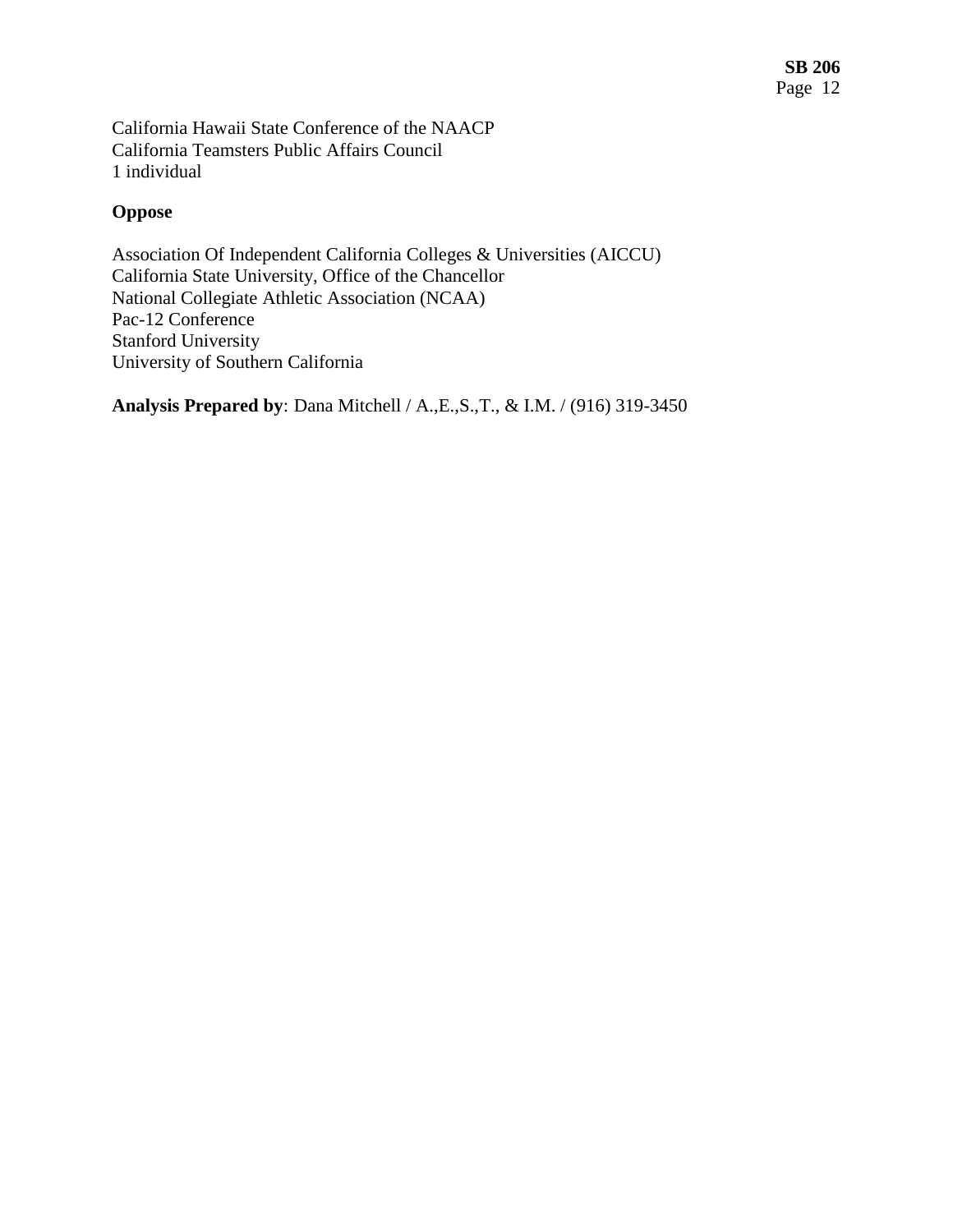California Hawaii State Conference of the NAACP
California Teamsters Public Affairs Council
1 individual

**Oppose**

Association Of Independent California Colleges & Universities (AICCU)
California State University, Office of the Chancellor
National Collegiate Athletic Association (NCAA)
Pac-12 Conference
Stanford University
University of Southern California

**Analysis Prepared by**: Dana Mitchell / A.,E.,S.,T., & I.M. / (916) 319-3450